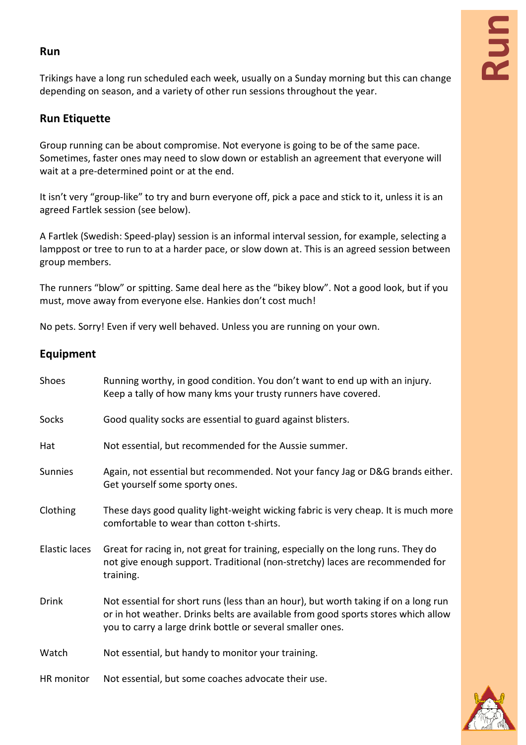## Run

Trikings have a long run scheduled each week, usually on a Sunday morning but this can change depending on season, and a variety of other run sessions throughout the year.

## Run Etiquette

Group running can be about compromise. Not everyone is going to be of the same pace. Sometimes, faster ones may need to slow down or establish an agreement that everyone will wait at a pre-determined point or at the end.

It isn't very "group-like" to try and burn everyone off, pick a pace and stick to it, unless it is an agreed Fartlek session (see below).

A Fartlek (Swedish: Speed-play) session is an informal interval session, for example, selecting a lamppost or tree to run to at a harder pace, or slow down at. This is an agreed session between group members.

The runners "blow" or spitting. Same deal here as the "bikey blow". Not a good look, but if you must, move away from everyone else. Hankies don't cost much!

No pets. Sorry! Even if very well behaved. Unless you are running on your own.

## Equipment

| | |
|---|---|
| Shoes | Running worthy, in good condition. You don't want to end up with an injury. Keep a tally of how many kms your trusty runners have covered. |
| Socks | Good quality socks are essential to guard against blisters. |
| Hat | Not essential, but recommended for the Aussie summer. |
| Sunnies | Again, not essential but recommended. Not your fancy Jag or D&G brands either. Get yourself some sporty ones. |
| Clothing | These days good quality light-weight wicking fabric is very cheap. It is much more comfortable to wear than cotton t-shirts. |
| Elastic laces | Great for racing in, not great for training, especially on the long runs. They do not give enough support. Traditional (non-stretchy) laces are recommended for training. |
| Drink | Not essential for short runs (less than an hour), but worth taking if on a long run or in hot weather. Drinks belts are available from good sports stores which allow you to carry a large drink bottle or several smaller ones. |
| Watch | Not essential, but handy to monitor your training. |
| HR monitor | Not essential, but some coaches advocate their use. |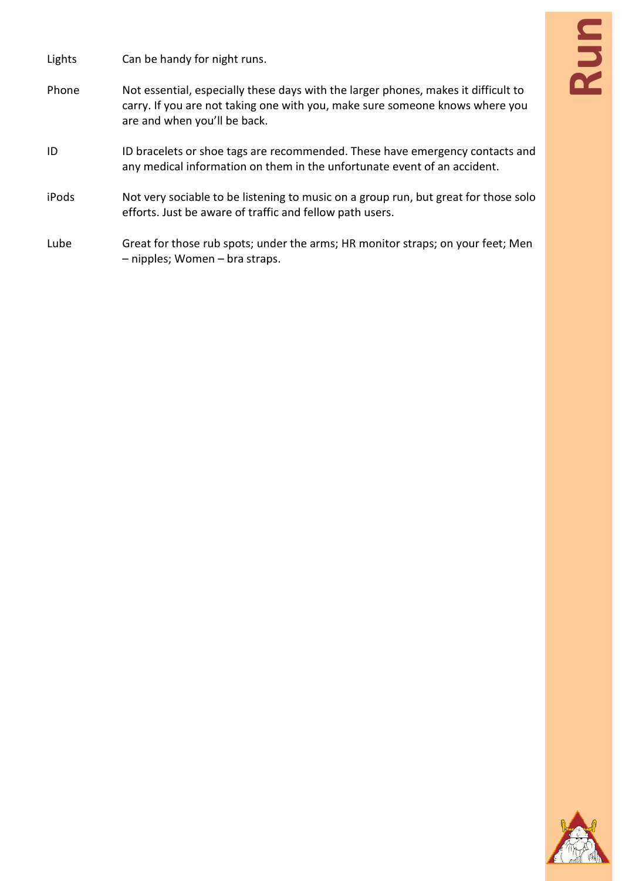| | |
|---|---|
| Lights | Can be handy for night runs. |
| Phone | Not essential, especially these days with the larger phones, makes it difficult to carry. If you are not taking one with you, make sure someone knows where you are and when you'll be back. |
| ID | ID bracelets or shoe tags are recommended. These have emergency contacts and any medical information on them in the unfortunate event of an accident. |
| iPods | Not very sociable to be listening to music on a group run, but great for those solo efforts. Just be aware of traffic and fellow path users. |
| Lube | Great for those rub spots; under the arms; HR monitor straps; on your feet; Men – nipples; Women – bra straps. |